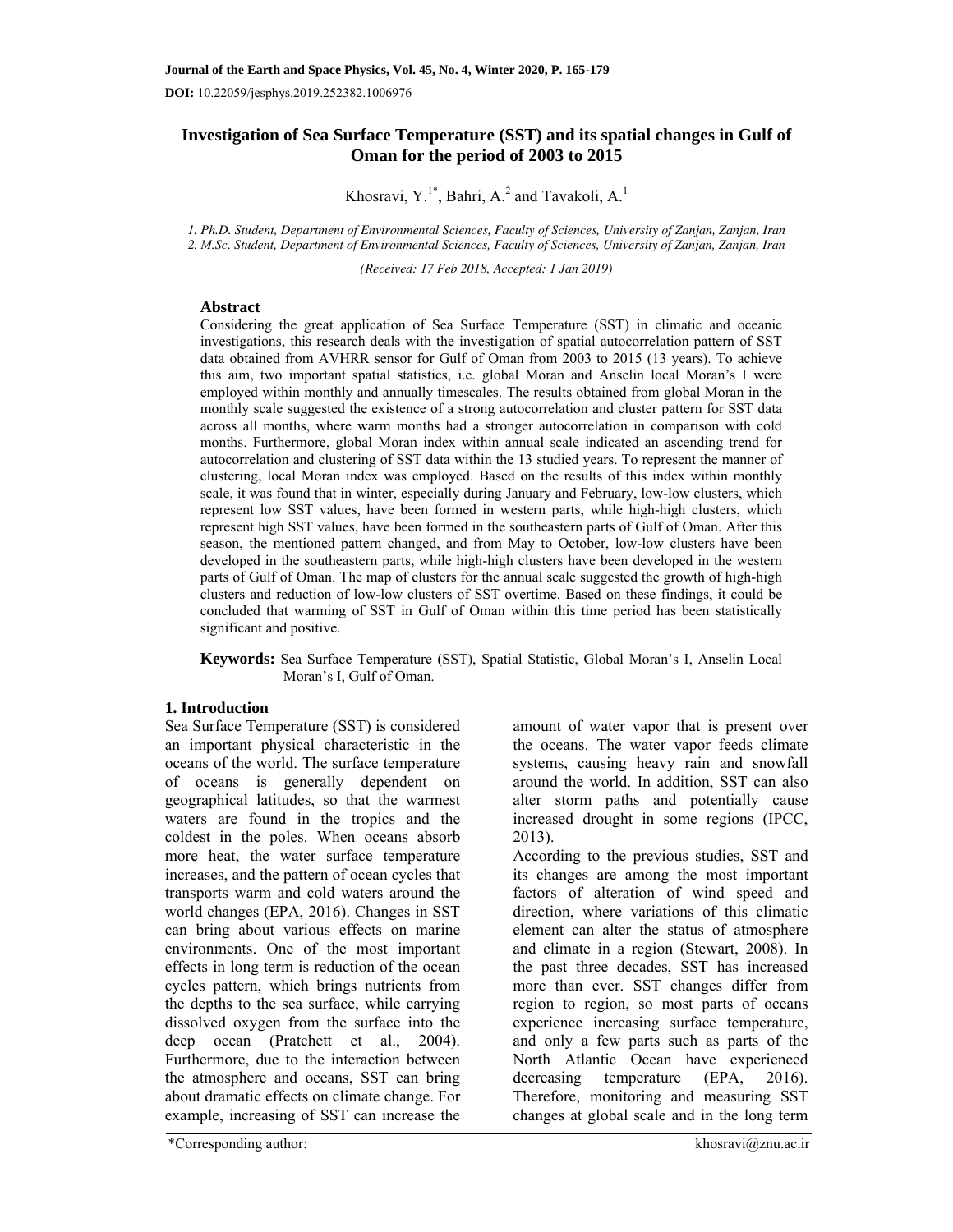DOI: 10.22059/jesphys.2019.252382.1006976

# Investigation of Sea Surface Temperature (SST) and its spatial changes in Gulf of Oman for the period of 2003 to 2015

Khosravi, Y.[1*], Bahri, A.[2] and Tavakoli, A.[1]

*1. Ph.D. Student, Department of Environmental Sciences, Faculty of Sciences, University of Zanjan, Zanjan, Iran*
*2. M.Sc. Student, Department of Environmental Sciences, Faculty of Sciences, University of Zanjan, Zanjan, Iran*

*(Received: 17 Feb 2018, Accepted: 1 Jan 2019)*

## Abstract

Considering the great application of Sea Surface Temperature (SST) in climatic and oceanic investigations, this research deals with the investigation of spatial autocorrelation pattern of SST data obtained from AVHRR sensor for Gulf of Oman from 2003 to 2015 (13 years). To achieve this aim, two important spatial statistics, i.e. global Moran and Anselin local Moran's I were employed within monthly and annually timescales. The results obtained from global Moran in the monthly scale suggested the existence of a strong autocorrelation and cluster pattern for SST data across all months, where warm months had a stronger autocorrelation in comparison with cold months. Furthermore, global Moran index within annual scale indicated an ascending trend for autocorrelation and clustering of SST data within the 13 studied years. To represent the manner of clustering, local Moran index was employed. Based on the results of this index within monthly scale, it was found that in winter, especially during January and February, low-low clusters, which represent low SST values, have been formed in western parts, while high-high clusters, which represent high SST values, have been formed in the southeastern parts of Gulf of Oman. After this season, the mentioned pattern changed, and from May to October, low-low clusters have been developed in the southeastern parts, while high-high clusters have been developed in the western parts of Gulf of Oman. The map of clusters for the annual scale suggested the growth of high-high clusters and reduction of low-low clusters of SST overtime. Based on these findings, it could be concluded that warming of SST in Gulf of Oman within this time period has been statistically significant and positive.

**Keywords:** Sea Surface Temperature (SST), Spatial Statistic, Global Moran's I, Anselin Local Moran's I, Gulf of Oman.

## 1. Introduction

Sea Surface Temperature (SST) is considered an important physical characteristic in the oceans of the world. The surface temperature of oceans is generally dependent on geographical latitudes, so that the warmest waters are found in the tropics and the coldest in the poles. When oceans absorb more heat, the water surface temperature increases, and the pattern of ocean cycles that transports warm and cold waters around the world changes (EPA, 2016). Changes in SST can bring about various effects on marine environments. One of the most important effects in long term is reduction of the ocean cycles pattern, which brings nutrients from the depths to the sea surface, while carrying dissolved oxygen from the surface into the deep ocean (Pratchett et al., 2004). Furthermore, due to the interaction between the atmosphere and oceans, SST can bring about dramatic effects on climate change. For example, increasing of SST can increase the amount of water vapor that is present over the oceans. The water vapor feeds climate systems, causing heavy rain and snowfall around the world. In addition, SST can also alter storm paths and potentially cause increased drought in some regions (IPCC, 2013).

According to the previous studies, SST and its changes are among the most important factors of alteration of wind speed and direction, where variations of this climatic element can alter the status of atmosphere and climate in a region (Stewart, 2008). In the past three decades, SST has increased more than ever. SST changes differ from region to region, so most parts of oceans experience increasing surface temperature, and only a few parts such as parts of the North Atlantic Ocean have experienced decreasing temperature (EPA, 2016). Therefore, monitoring and measuring SST changes at global scale and in the long term

*Corresponding author: khosravi@znu.ac.ir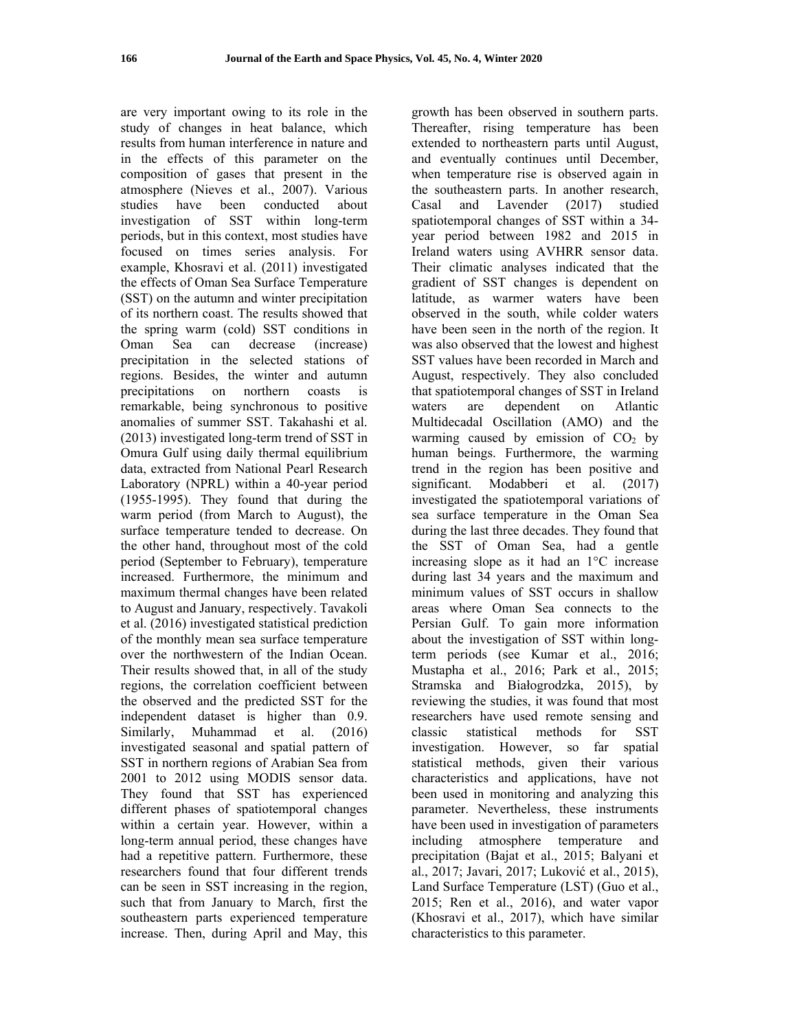are very important owing to its role in the study of changes in heat balance, which results from human interference in nature and in the effects of this parameter on the composition of gases that present in the atmosphere (Nieves et al., 2007). Various studies have been conducted about investigation of SST within long-term periods, but in this context, most studies have focused on times series analysis. For example, Khosravi et al. (2011) investigated the effects of Oman Sea Surface Temperature (SST) on the autumn and winter precipitation of its northern coast. The results showed that the spring warm (cold) SST conditions in Oman Sea can decrease (increase) precipitation in the selected stations of regions. Besides, the winter and autumn precipitations on northern coasts is remarkable, being synchronous to positive anomalies of summer SST. Takahashi et al. (2013) investigated long-term trend of SST in Omura Gulf using daily thermal equilibrium data, extracted from National Pearl Research Laboratory (NPRL) within a 40-year period (1955-1995). They found that during the warm period (from March to August), the surface temperature tended to decrease. On the other hand, throughout most of the cold period (September to February), temperature increased. Furthermore, the minimum and maximum thermal changes have been related to August and January, respectively. Tavakoli et al. (2016) investigated statistical prediction of the monthly mean sea surface temperature over the northwestern of the Indian Ocean. Their results showed that, in all of the study regions, the correlation coefficient between the observed and the predicted SST for the independent dataset is higher than 0.9. Similarly, Muhammad et al. (2016) investigated seasonal and spatial pattern of SST in northern regions of Arabian Sea from 2001 to 2012 using MODIS sensor data. They found that SST has experienced different phases of spatiotemporal changes within a certain year. However, within a long-term annual period, these changes have had a repetitive pattern. Furthermore, these researchers found that four different trends can be seen in SST increasing in the region, such that from January to March, first the southeastern parts experienced temperature increase. Then, during April and May, this growth has been observed in southern parts. Thereafter, rising temperature has been extended to northeastern parts until August, and eventually continues until December, when temperature rise is observed again in the southeastern parts. In another research, Casal and Lavender (2017) studied spatiotemporal changes of SST within a 34-year period between 1982 and 2015 in Ireland waters using AVHRR sensor data. Their climatic analyses indicated that the gradient of SST changes is dependent on latitude, as warmer waters have been observed in the south, while colder waters have been seen in the north of the region. It was also observed that the lowest and highest SST values have been recorded in March and August, respectively. They also concluded that spatiotemporal changes of SST in Ireland waters are dependent on Atlantic Multidecadal Oscillation (AMO) and the warming caused by emission of $CO_2$ by human beings. Furthermore, the warming trend in the region has been positive and significant. Modabberi et al. (2017) investigated the spatiotemporal variations of sea surface temperature in the Oman Sea during the last three decades. They found that the SST of Oman Sea, had a gentle increasing slope as it had an 1°C increase during last 34 years and the maximum and minimum values of SST occurs in shallow areas where Oman Sea connects to the Persian Gulf. To gain more information about the investigation of SST within long-term periods (see Kumar et al., 2016; Mustapha et al., 2016; Park et al., 2015; Stramska and Białogrodzka, 2015), by reviewing the studies, it was found that most researchers have used remote sensing and classic statistical methods for SST investigation. However, so far spatial statistical methods, given their various characteristics and applications, have not been used in monitoring and analyzing this parameter. Nevertheless, these instruments have been used in investigation of parameters including atmosphere temperature and precipitation (Bajat et al., 2015; Balyani et al., 2017; Javari, 2017; Luković et al., 2015), Land Surface Temperature (LST) (Guo et al., 2015; Ren et al., 2016), and water vapor (Khosravi et al., 2017), which have similar characteristics to this parameter.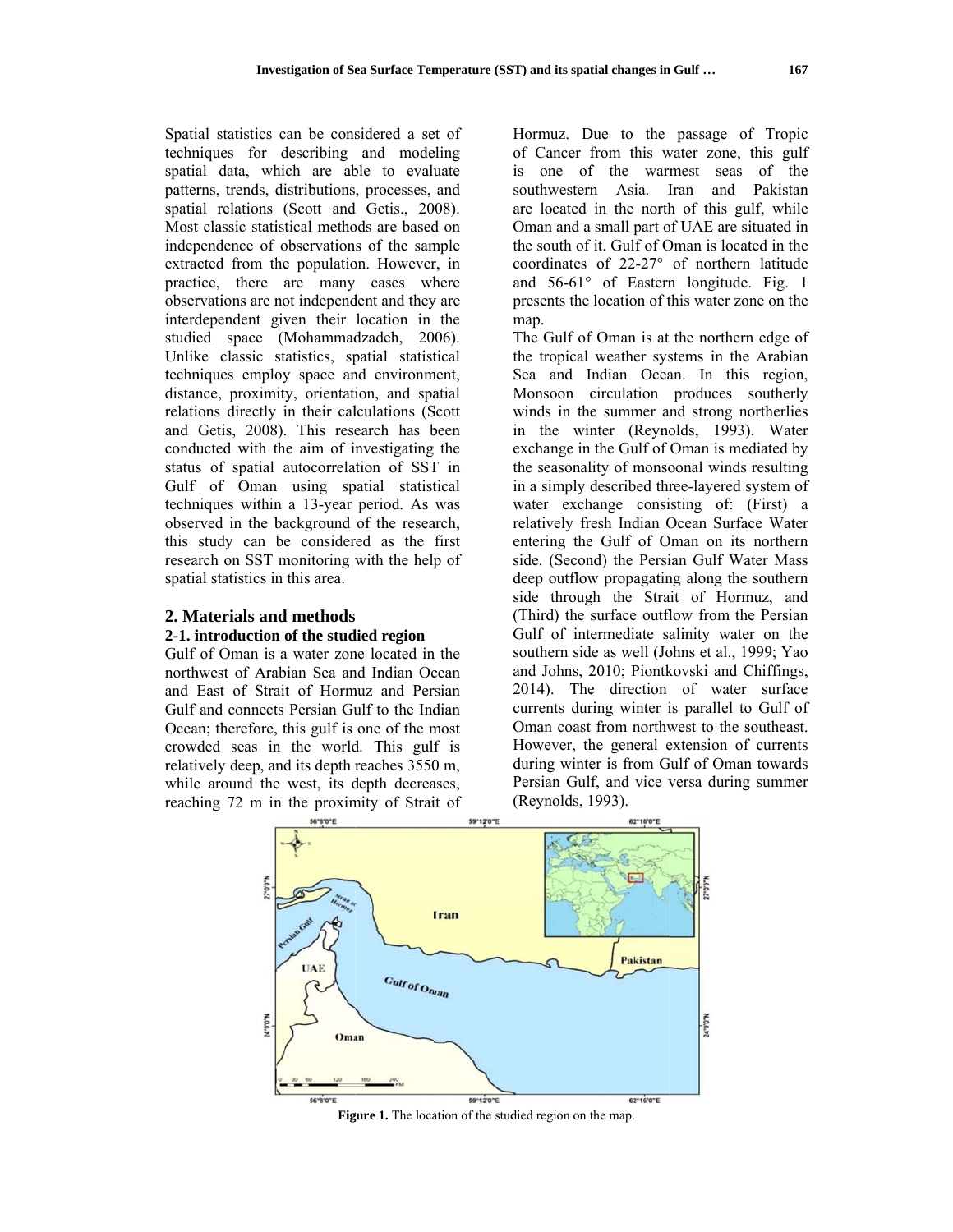Spatial statistics can be considered a set of techniques for describing and modeling spatial data, which are able to evaluate patterns, trends, distributions, processes, and spatial relations (Scott and Getis., 2008). Most classic statistical methods are based on independence of observations of the sample extracted from the population. However, in practice, there are many cases where observations are not independent and they are interdependent given their location in the studied space (Mohammadzadeh, 2006). Unlike classic statistics, spatial statistical techniques employ space and environment, distance, proximity, orientation, and spatial relations directly in their calculations (Scott and Getis, 2008). This research has been conducted with the aim of investigating the status of spatial autocorrelation of SST in Gulf of Oman using spatial statistical techniques within a 13-year period. As was observed in the background of the research, this study can be considered as the first research on SST monitoring with the help of spatial statistics in this area.

## 2. Materials and methods

### 2-1. introduction of the studied region

Gulf of Oman is a water zone located in the northwest of Arabian Sea and Indian Ocean and East of Strait of Hormuz and Persian Gulf and connects Persian Gulf to the Indian Ocean; therefore, this gulf is one of the most crowded seas in the world. This gulf is relatively deep, and its depth reaches 3550 m, while around the west, its depth decreases, reaching 72 m in the proximity of Strait of Hormuz. Due to the passage of Tropic of Cancer from this water zone, this gulf is one of the warmest seas of the southwestern Asia. Iran and Pakistan are located in the north of this gulf, while Oman and a small part of UAE are situated in the south of it. Gulf of Oman is located in the coordinates of 22-27° of northern latitude and 56-61° of Eastern longitude. Fig. 1 presents the location of this water zone on the map.

The Gulf of Oman is at the northern edge of the tropical weather systems in the Arabian Sea and Indian Ocean. In this region, Monsoon circulation produces southerly winds in the summer and strong northerlies in the winter (Reynolds, 1993). Water exchange in the Gulf of Oman is mediated by the seasonality of monsoonal winds resulting in a simply described three-layered system of water exchange consisting of: (First) a relatively fresh Indian Ocean Surface Water entering the Gulf of Oman on its northern side. (Second) the Persian Gulf Water Mass deep outflow propagating along the southern side through the Strait of Hormuz, and (Third) the surface outflow from the Persian Gulf of intermediate salinity water on the southern side as well (Johns et al., 1999; Yao and Johns, 2010; Piontkovski and Chiffings, 2014). The direction of water surface currents during winter is parallel to Gulf of Oman coast from northwest to the southeast. However, the general extension of currents during winter is from Gulf of Oman towards Persian Gulf, and vice versa during summer (Reynolds, 1993).

**Figure 1.** The location of the studied region on the map.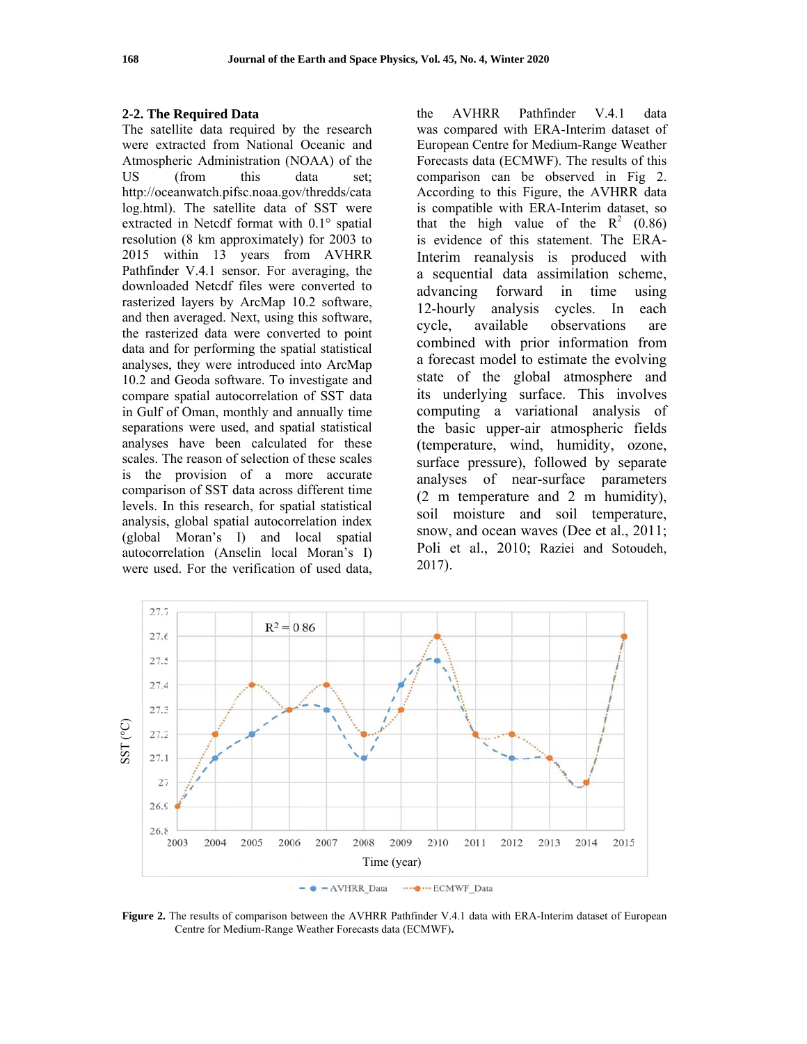### 2-2. The Required Data

The satellite data required by the research were extracted from National Oceanic and Atmospheric Administration (NOAA) of the US (from this data set; http://oceanwatch.pifsc.noaa.gov/thredds/catalog.html). The satellite data of SST were extracted in Netcdf format with 0.1° spatial resolution (8 km approximately) for 2003 to 2015 within 13 years from AVHRR Pathfinder V.4.1 sensor. For averaging, the downloaded Netcdf files were converted to rasterized layers by ArcMap 10.2 software, and then averaged. Next, using this software, the rasterized data were converted to point data and for performing the spatial statistical analyses, they were introduced into ArcMap 10.2 and Geoda software. To investigate and compare spatial autocorrelation of SST data in Gulf of Oman, monthly and annually time separations were used, and spatial statistical analyses have been calculated for these scales. The reason of selection of these scales is the provision of a more accurate comparison of SST data across different time levels. In this research, for spatial statistical analysis, global spatial autocorrelation index (global Moran's I) and local spatial autocorrelation (Anselin local Moran's I) were used. For the verification of used data, the AVHRR Pathfinder V.4.1 data was compared with ERA-Interim dataset of European Centre for Medium-Range Weather Forecasts data (ECMWF). The results of this comparison can be observed in Fig 2. According to this Figure, the AVHRR data is compatible with ERA-Interim dataset, so that the high value of the $R^2$ (0.86) is evidence of this statement. The ERA-Interim reanalysis is produced with a sequential data assimilation scheme, advancing forward in time using 12-hourly analysis cycles. In each cycle, available observations are combined with prior information from a forecast model to estimate the evolving state of the global atmosphere and its underlying surface. This involves computing a variational analysis of the basic upper-air atmospheric fields (temperature, wind, humidity, ozone, surface pressure), followed by separate analyses of near-surface parameters (2 m temperature and 2 m humidity), soil moisture and soil temperature, snow, and ocean waves (Dee et al., 2011; Poli et al., 2010; Raziei and Sotoudeh, 2017).

**Figure 2.** The results of comparison between the AVHRR Pathfinder V.4.1 data with ERA-Interim dataset of European Centre for Medium-Range Weather Forecasts data (ECMWF).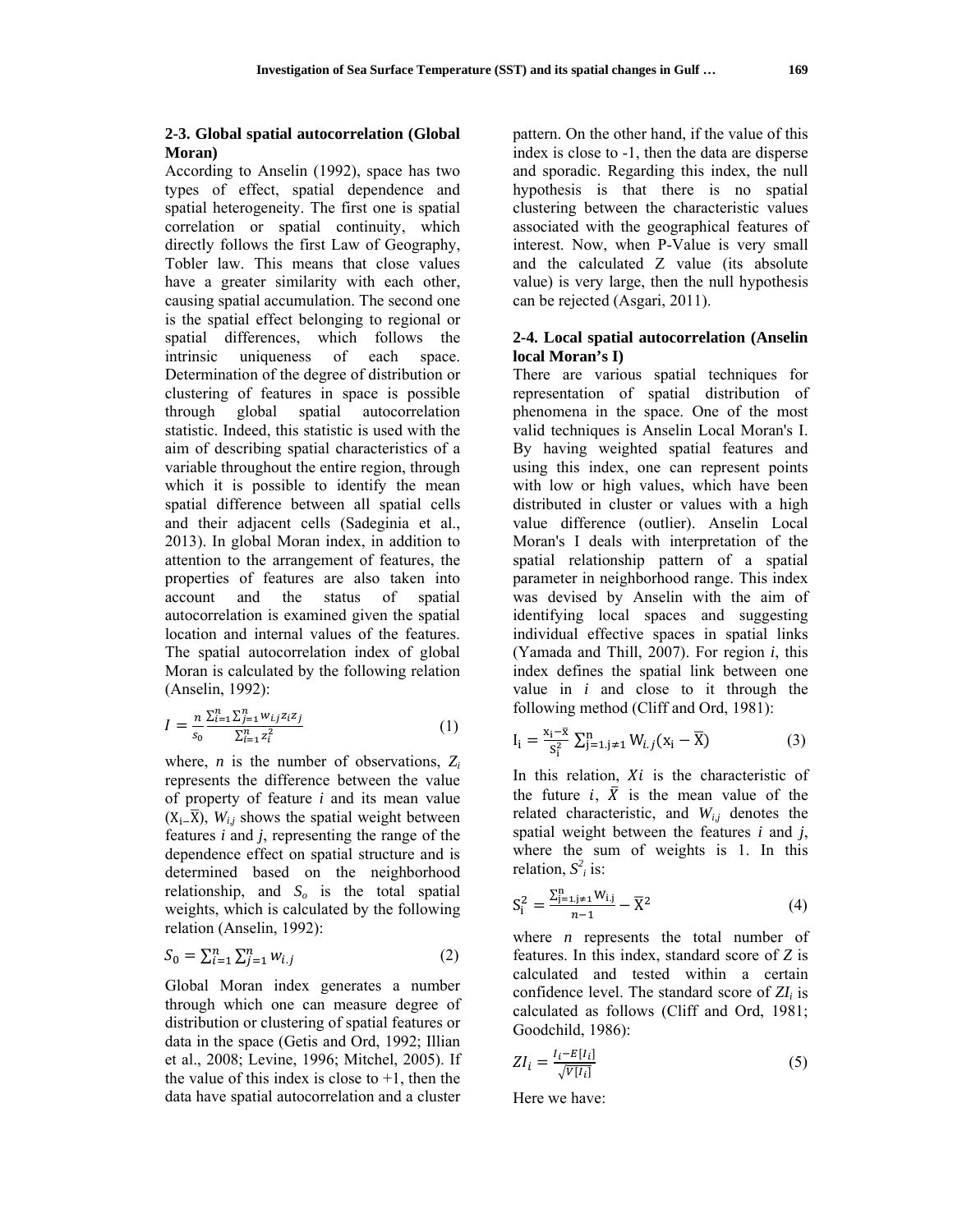### 2-3. Global spatial autocorrelation (Global Moran)

According to Anselin (1992), space has two types of effect, spatial dependence and spatial heterogeneity. The first one is spatial correlation or spatial continuity, which directly follows the first Law of Geography, Tobler law. This means that close values have a greater similarity with each other, causing spatial accumulation. The second one is the spatial effect belonging to regional or spatial differences, which follows the intrinsic uniqueness of each space. Determination of the degree of distribution or clustering of features in space is possible through global spatial autocorrelation statistic. Indeed, this statistic is used with the aim of describing spatial characteristics of a variable throughout the entire region, through which it is possible to identify the mean spatial difference between all spatial cells and their adjacent cells (Sadeginia et al., 2013). In global Moran index, in addition to attention to the arrangement of features, the properties of features are also taken into account and the status of spatial autocorrelation is examined given the spatial location and internal values of the features. The spatial autocorrelation index of global Moran is calculated by the following relation (Anselin, 1992):

$$I = \frac{n}{s_0} \frac{\sum_{i=1}^{n} \sum_{j=1}^{n} w_{i,j} z_i z_j}{\sum_{i=1}^{n} z_i^2} \quad (1)$$

where, $n$ is the number of observations, $Z_i$ represents the difference between the value of property of feature $i$ and its mean value ($X_i - \overline{X}$), $W_{i,j}$ shows the spatial weight between features $i$ and $j$, representing the range of the dependence effect on spatial structure and is determined based on the neighborhood relationship, and $S_o$ is the total spatial weights, which is calculated by the following relation (Anselin, 1992):

$$S_0 = \sum_{i=1}^{n} \sum_{j=1}^{n} w_{i,j} \quad (2)$$

Global Moran index generates a number through which one can measure degree of distribution or clustering of spatial features or data in the space (Getis and Ord, 1992; Illian et al., 2008; Levine, 1996; Mitchel, 2005). If the value of this index is close to +1, then the data have spatial autocorrelation and a cluster pattern. On the other hand, if the value of this index is close to -1, then the data are disperse and sporadic. Regarding this index, the null hypothesis is that there is no spatial clustering between the characteristic values associated with the geographical features of interest. Now, when P-Value is very small and the calculated Z value (its absolute value) is very large, then the null hypothesis can be rejected (Asgari, 2011).

### 2-4. Local spatial autocorrelation (Anselin local Moran's I)

There are various spatial techniques for representation of spatial distribution of phenomena in the space. One of the most valid techniques is Anselin Local Moran's I. By having weighted spatial features and using this index, one can represent points with low or high values, which have been distributed in cluster or values with a high value difference (outlier). Anselin Local Moran's I deals with interpretation of the spatial relationship pattern of a spatial parameter in neighborhood range. This index was devised by Anselin with the aim of identifying local spaces and suggesting individual effective spaces in spatial links (Yamada and Thill, 2007). For region $i$, this index defines the spatial link between one value in $i$ and close to it through the following method (Cliff and Ord, 1981):

$$I_i = \frac{x_i - \overline{x}}{S_i^2} \sum_{j=1, j \neq 1}^{n} W_{i,j} (x_i - \overline{X}) \quad (3)$$

In this relation, $Xi$ is the characteristic of the future $i$, $\overline{X}$ is the mean value of the related characteristic, and $W_{i,j}$ denotes the spatial weight between the features $i$ and $j$, where the sum of weights is 1. In this relation, $S_i^2$ is:

$$S_i^2 = \frac{\sum_{j=1, j \neq 1}^{n} W_{i,j}}{n-1} - \overline{X}^2 \quad (4)$$

where $n$ represents the total number of features. In this index, standard score of $Z$ is calculated and tested within a certain confidence level. The standard score of $ZI_i$ is calculated as follows (Cliff and Ord, 1981; Goodchild, 1986):

$$ZI_i = \frac{I_i - E[I_i]}{\sqrt{V[I_i]}} \quad (5)$$

Here we have: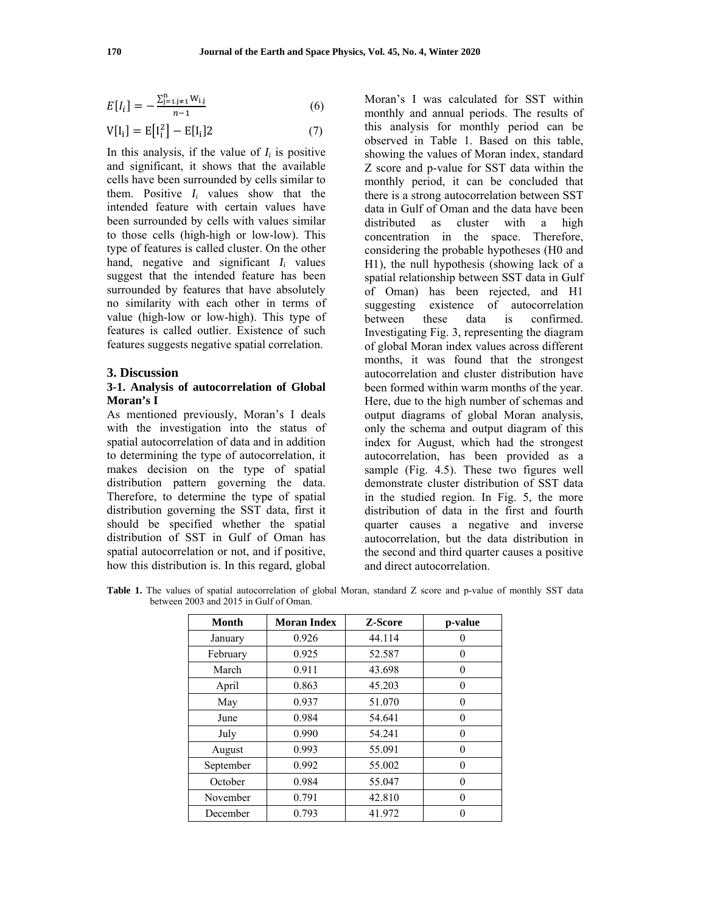$$E[I_i] = -\frac{\sum_{j=1,j\neq1}^{n} W_{i,j}}{n-1} \quad (6)$$

$$V[I_i] = E[I_i^2] - E[I_i]2 \quad (7)$$

In this analysis, if the value of $I_i$ is positive and significant, it shows that the available cells have been surrounded by cells similar to them. Positive $I_i$ values show that the intended feature with certain values have been surrounded by cells with values similar to those cells (high-high or low-low). This type of features is called cluster. On the other hand, negative and significant $I_i$ values suggest that the intended feature has been surrounded by features that have absolutely no similarity with each other in terms of value (high-low or low-high). This type of features is called outlier. Existence of such features suggests negative spatial correlation.

## 3. Discussion

### 3-1. Analysis of autocorrelation of Global Moran's I

As mentioned previously, Moran's I deals with the investigation into the status of spatial autocorrelation of data and in addition to determining the type of autocorrelation, it makes decision on the type of spatial distribution pattern governing the data. Therefore, to determine the type of spatial distribution governing the SST data, first it should be specified whether the spatial distribution of SST in Gulf of Oman has spatial autocorrelation or not, and if positive, how this distribution is. In this regard, global Moran's I was calculated for SST within monthly and annual periods. The results of this analysis for monthly period can be observed in Table 1. Based on this table, showing the values of Moran index, standard Z score and p-value for SST data within the monthly period, it can be concluded that there is a strong autocorrelation between SST data in Gulf of Oman and the data have been distributed as cluster with a high concentration in the space. Therefore, considering the probable hypotheses (H0 and H1), the null hypothesis (showing lack of a spatial relationship between SST data in Gulf of Oman) has been rejected, and H1 suggesting existence of autocorrelation between these data is confirmed. Investigating Fig. 3, representing the diagram of global Moran index values across different months, it was found that the strongest autocorrelation and cluster distribution have been formed within warm months of the year. Here, due to the high number of schemas and output diagrams of global Moran analysis, only the schema and output diagram of this index for August, which had the strongest autocorrelation, has been provided as a sample (Fig. 4.5). These two figures well demonstrate cluster distribution of SST data in the studied region. In Fig. 5, the more distribution of data in the first and fourth quarter causes a negative and inverse autocorrelation, but the data distribution in the second and third quarter causes a positive and direct autocorrelation.

**Table 1.** The values of spatial autocorrelation of global Moran, standard Z score and p-value of monthly SST data between 2003 and 2015 in Gulf of Oman.

| Month | Moran Index | Z-Score | p-value |
|---|---|---|---|
| January | 0.926 | 44.114 | 0 |
| February | 0.925 | 52.587 | 0 |
| March | 0.911 | 43.698 | 0 |
| April | 0.863 | 45.203 | 0 |
| May | 0.937 | 51.070 | 0 |
| June | 0.984 | 54.641 | 0 |
| July | 0.990 | 54.241 | 0 |
| August | 0.993 | 55.091 | 0 |
| September | 0.992 | 55.002 | 0 |
| October | 0.984 | 55.047 | 0 |
| November | 0.791 | 42.810 | 0 |
| December | 0.793 | 41.972 | 0 |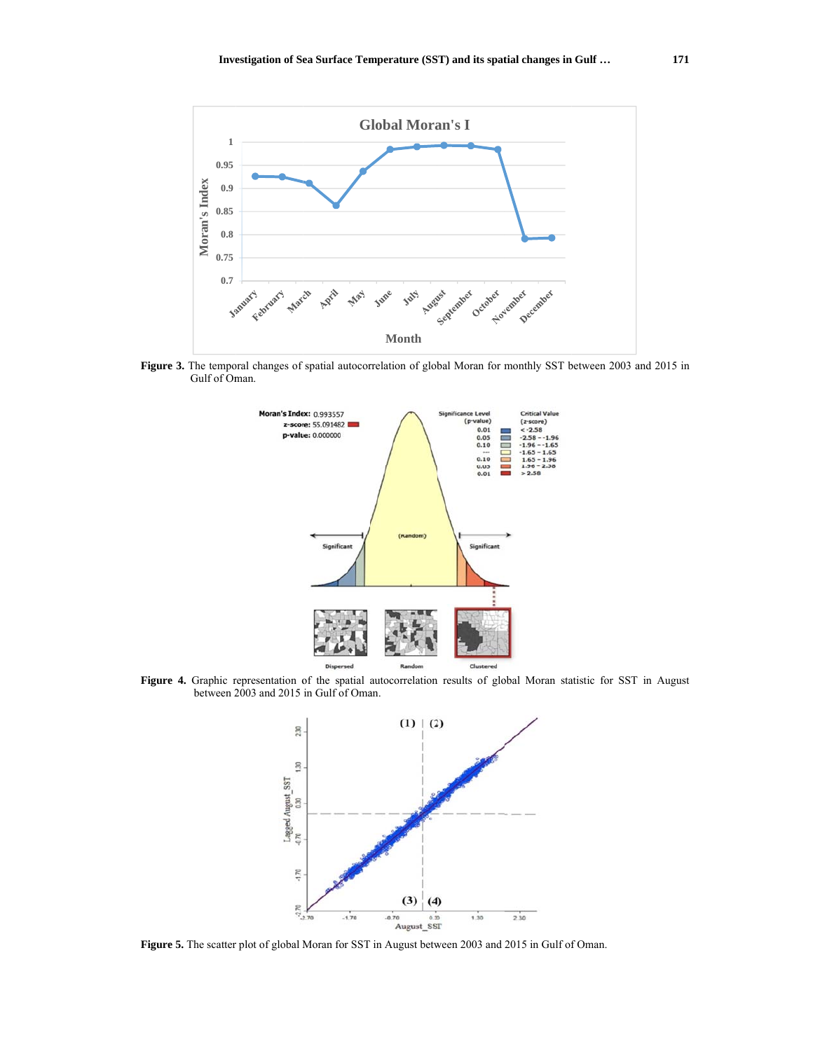**Figure 3.** The temporal changes of spatial autocorrelation of global Moran for monthly SST between 2003 and 2015 in Gulf of Oman.

**Figure 4.** Graphic representation of the spatial autocorrelation results of global Moran statistic for SST in August between 2003 and 2015 in Gulf of Oman.

**Figure 5.** The scatter plot of global Moran for SST in August between 2003 and 2015 in Gulf of Oman.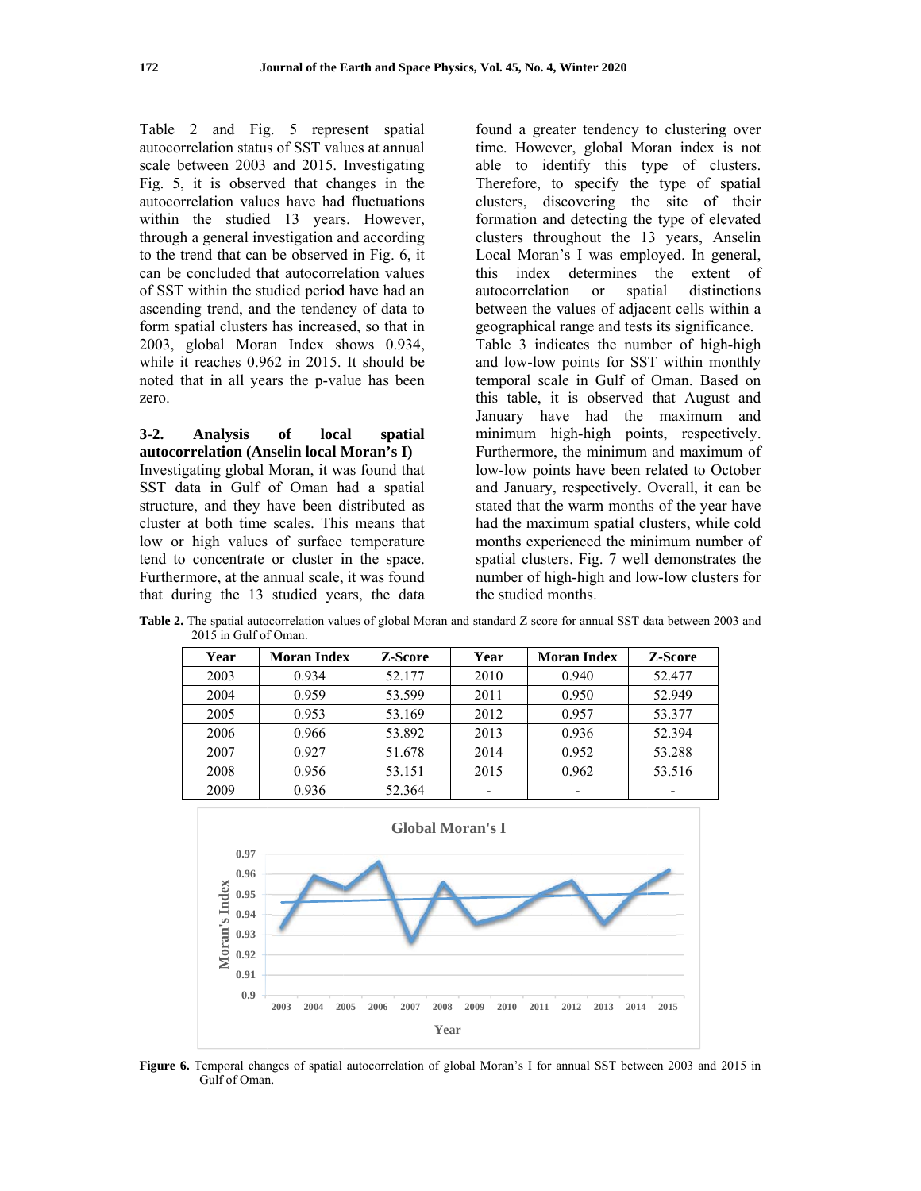Table 2 and Fig. 5 represent spatial autocorrelation status of SST values at annual scale between 2003 and 2015. Investigating Fig. 5, it is observed that changes in the autocorrelation values have had fluctuations within the studied 13 years. However, through a general investigation and according to the trend that can be observed in Fig. 6, it can be concluded that autocorrelation values of SST within the studied period have had an ascending trend, and the tendency of data to form spatial clusters has increased, so that in 2003, global Moran Index shows 0.934, while it reaches 0.962 in 2015. It should be noted that in all years the p-value has been zero.

### 3-2. Analysis of local spatial autocorrelation (Anselin local Moran's I)

Investigating global Moran, it was found that SST data in Gulf of Oman had a spatial structure, and they have been distributed as cluster at both time scales. This means that low or high values of surface temperature tend to concentrate or cluster in the space. Furthermore, at the annual scale, it was found that during the 13 studied years, the data found a greater tendency to clustering over time. However, global Moran index is not able to identify this type of clusters. Therefore, to specify the type of spatial clusters, discovering the site of their formation and detecting the type of elevated clusters throughout the 13 years, Anselin Local Moran's I was employed. In general, this index determines the extent of autocorrelation or spatial distinctions between the values of adjacent cells within a geographical range and tests its significance.

Table 3 indicates the number of high-high and low-low points for SST within monthly temporal scale in Gulf of Oman. Based on this table, it is observed that August and January have had the maximum and minimum high-high points, respectively. Furthermore, the minimum and maximum of low-low points have been related to October and January, respectively. Overall, it can be stated that the warm months of the year have had the maximum spatial clusters, while cold months experienced the minimum number of spatial clusters. Fig. 7 well demonstrates the number of high-high and low-low clusters for the studied months.

**Table 2.** The spatial autocorrelation values of global Moran and standard Z score for annual SST data between 2003 and 2015 in Gulf of Oman.

| Year | Moran Index | Z-Score | Year | Moran Index | Z-Score |
|---|---|---|---|---|---|
| 2003 | 0.934 | 52.177 | 2010 | 0.940 | 52.477 |
| 2004 | 0.959 | 53.599 | 2011 | 0.950 | 52.949 |
| 2005 | 0.953 | 53.169 | 2012 | 0.957 | 53.377 |
| 2006 | 0.966 | 53.892 | 2013 | 0.936 | 52.394 |
| 2007 | 0.927 | 51.678 | 2014 | 0.952 | 53.288 |
| 2008 | 0.956 | 53.151 | 2015 | 0.962 | 53.516 |
| 2009 | 0.936 | 52.364 | - | - | - |

**Figure 6.** Temporal changes of spatial autocorrelation of global Moran's I for annual SST between 2003 and 2015 in Gulf of Oman.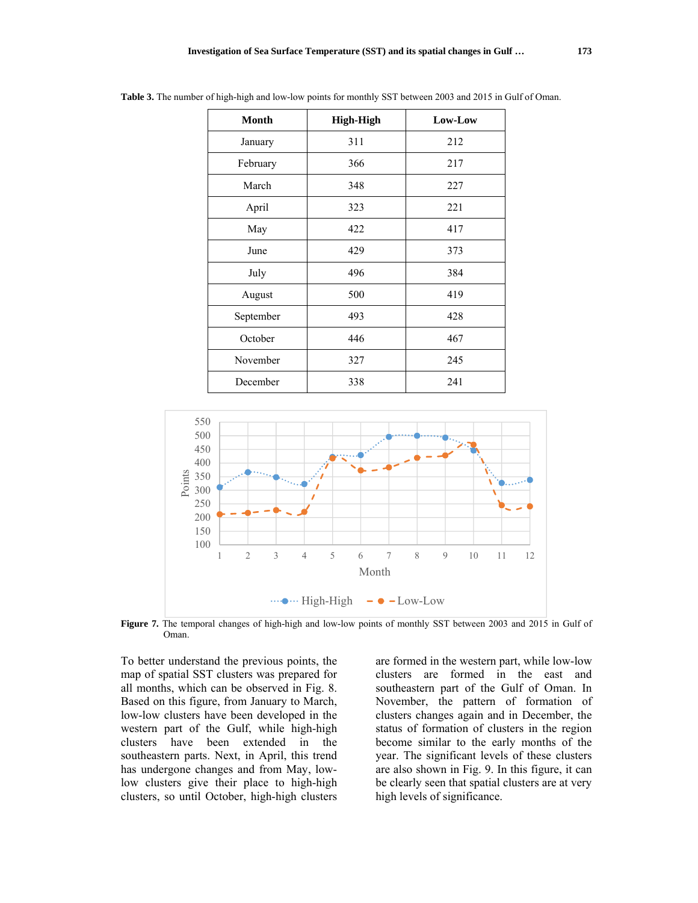**Table 3.** The number of high-high and low-low points for monthly SST between 2003 and 2015 in Gulf of Oman.

| Month | High-High | Low-Low |
|---|---|---|
| January | 311 | 212 |
| February | 366 | 217 |
| March | 348 | 227 |
| April | 323 | 221 |
| May | 422 | 417 |
| June | 429 | 373 |
| July | 496 | 384 |
| August | 500 | 419 |
| September | 493 | 428 |
| October | 446 | 467 |
| November | 327 | 245 |
| December | 338 | 241 |

**Figure 7.** The temporal changes of high-high and low-low points of monthly SST between 2003 and 2015 in Gulf of Oman.

To better understand the previous points, the map of spatial SST clusters was prepared for all months, which can be observed in Fig. 8. Based on this figure, from January to March, low-low clusters have been developed in the western part of the Gulf, while high-high clusters have been extended in the southeastern parts. Next, in April, this trend has undergone changes and from May, low-low clusters give their place to high-high clusters, so until October, high-high clusters are formed in the western part, while low-low clusters are formed in the east and southeastern part of the Gulf of Oman. In November, the pattern of formation of clusters changes again and in December, the status of formation of clusters in the region become similar to the early months of the year. The significant levels of these clusters are also shown in Fig. 9. In this figure, it can be clearly seen that spatial clusters are at very high levels of significance.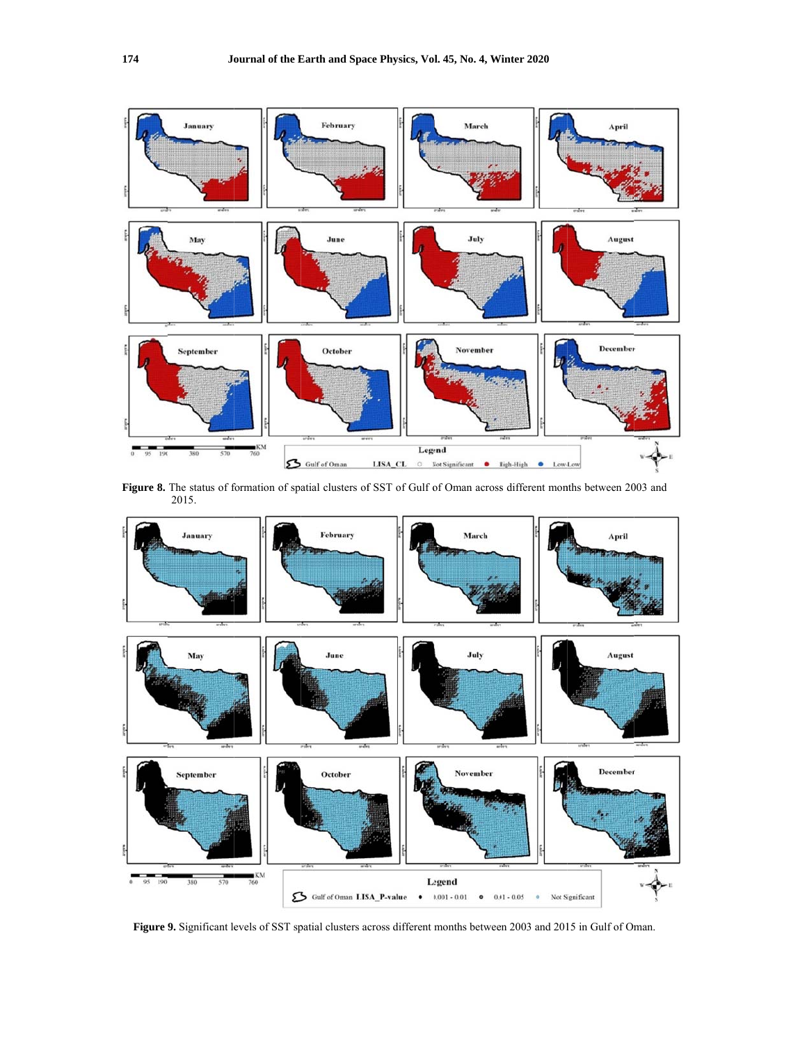**Figure 8.** The status of formation of spatial clusters of SST of Gulf of Oman across different months between 2003 and 2015.

**Figure 9.** Significant levels of SST spatial clusters across different months between 2003 and 2015 in Gulf of Oman.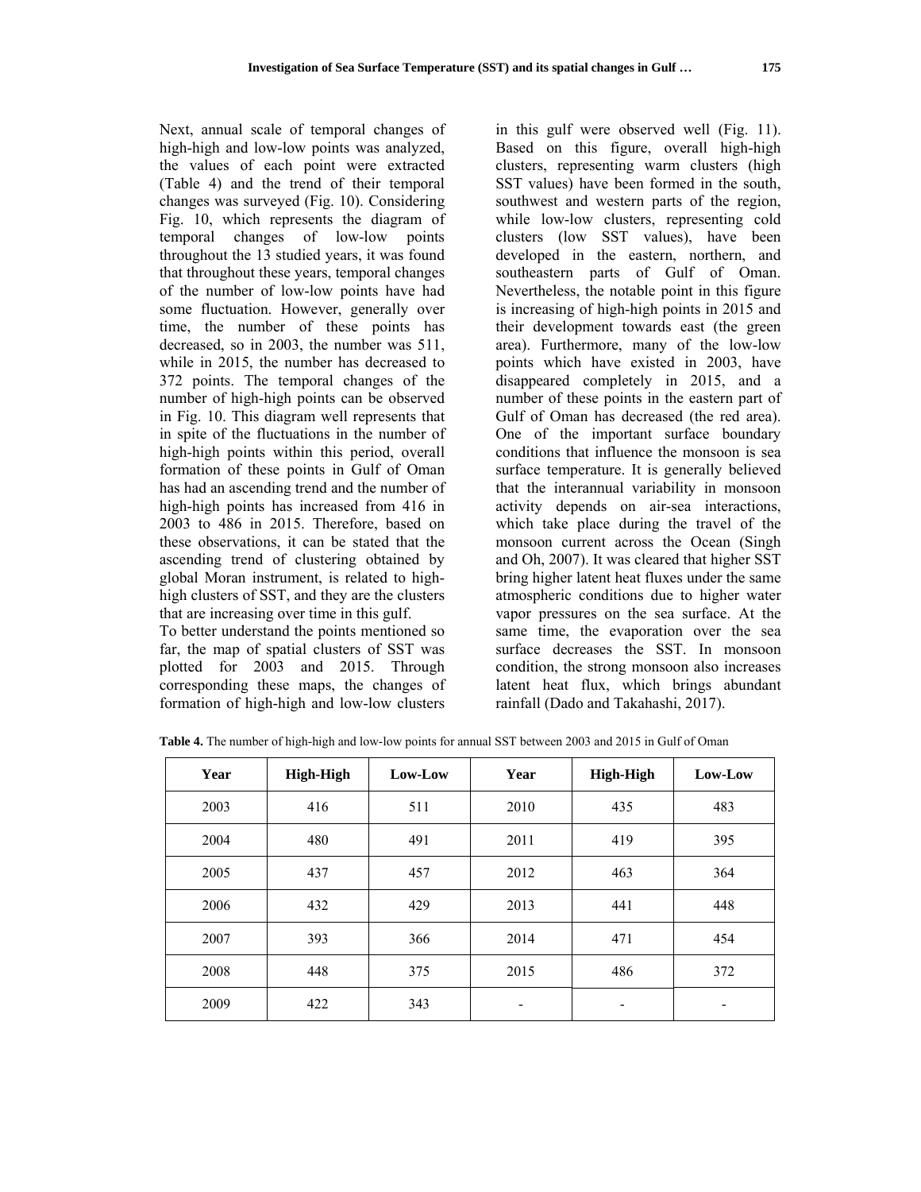Next, annual scale of temporal changes of high-high and low-low points was analyzed, the values of each point were extracted (Table 4) and the trend of their temporal changes was surveyed (Fig. 10). Considering Fig. 10, which represents the diagram of temporal changes of low-low points throughout the 13 studied years, it was found that throughout these years, temporal changes of the number of low-low points have had some fluctuation. However, generally over time, the number of these points has decreased, so in 2003, the number was 511, while in 2015, the number has decreased to 372 points. The temporal changes of the number of high-high points can be observed in Fig. 10. This diagram well represents that in spite of the fluctuations in the number of high-high points within this period, overall formation of these points in Gulf of Oman has had an ascending trend and the number of high-high points has increased from 416 in 2003 to 486 in 2015. Therefore, based on these observations, it can be stated that the ascending trend of clustering obtained by global Moran instrument, is related to high-high clusters of SST, and they are the clusters that are increasing over time in this gulf.

To better understand the points mentioned so far, the map of spatial clusters of SST was plotted for 2003 and 2015. Through corresponding these maps, the changes of formation of high-high and low-low clusters in this gulf were observed well (Fig. 11). Based on this figure, overall high-high clusters, representing warm clusters (high SST values) have been formed in the south, southwest and western parts of the region, while low-low clusters, representing cold clusters (low SST values), have been developed in the eastern, northern, and southeastern parts of Gulf of Oman. Nevertheless, the notable point in this figure is increasing of high-high points in 2015 and their development towards east (the green area). Furthermore, many of the low-low points which have existed in 2003, have disappeared completely in 2015, and a number of these points in the eastern part of Gulf of Oman has decreased (the red area). One of the important surface boundary conditions that influence the monsoon is sea surface temperature. It is generally believed that the interannual variability in monsoon activity depends on air-sea interactions, which take place during the travel of the monsoon current across the Ocean (Singh and Oh, 2007). It was cleared that higher SST bring higher latent heat fluxes under the same atmospheric conditions due to higher water vapor pressures on the sea surface. At the same time, the evaporation over the sea surface decreases the SST. In monsoon condition, the strong monsoon also increases latent heat flux, which brings abundant rainfall (Dado and Takahashi, 2017).

**Table 4.** The number of high-high and low-low points for annual SST between 2003 and 2015 in Gulf of Oman

| Year | High-High | Low-Low | Year | High-High | Low-Low |
|---|---|---|---|---|---|
| 2003 | 416 | 511 | 2010 | 435 | 483 |
| 2004 | 480 | 491 | 2011 | 419 | 395 |
| 2005 | 437 | 457 | 2012 | 463 | 364 |
| 2006 | 432 | 429 | 2013 | 441 | 448 |
| 2007 | 393 | 366 | 2014 | 471 | 454 |
| 2008 | 448 | 375 | 2015 | 486 | 372 |
| 2009 | 422 | 343 | - | - | - |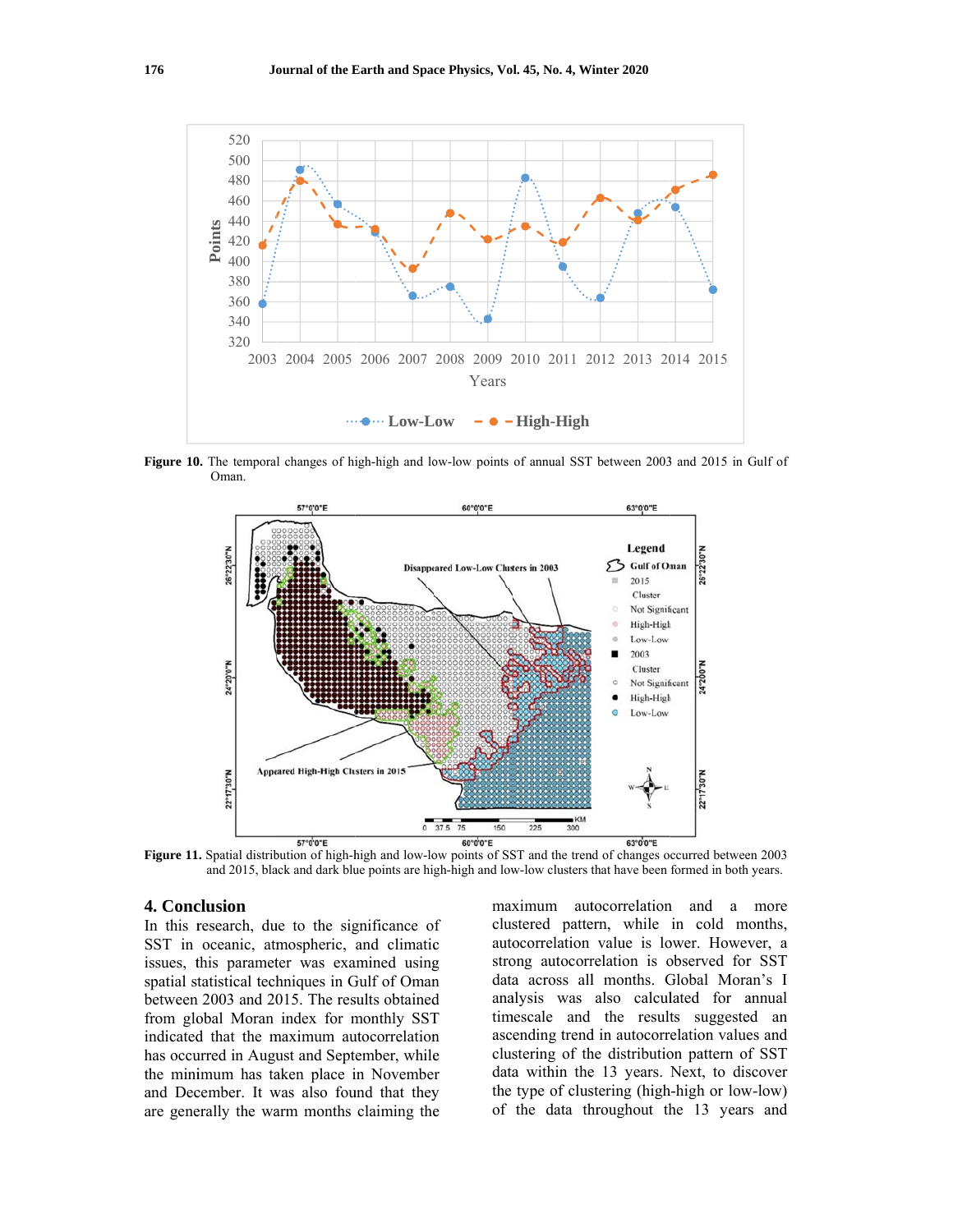**Figure 10.** The temporal changes of high-high and low-low points of annual SST between 2003 and 2015 in Gulf of Oman.

**Figure 11.** Spatial distribution of high-high and low-low points of SST and the trend of changes occurred between 2003 and 2015, black and dark blue points are high-high and low-low clusters that have been formed in both years.

## 4. Conclusion

In this research, due to the significance of SST in oceanic, atmospheric, and climatic issues, this parameter was examined using spatial statistical techniques in Gulf of Oman between 2003 and 2015. The results obtained from global Moran index for monthly SST indicated that the maximum autocorrelation has occurred in August and September, while the minimum has taken place in November and December. It was also found that they are generally the warm months claiming the maximum autocorrelation and a more clustered pattern, while in cold months, autocorrelation value is lower. However, a strong autocorrelation is observed for SST data across all months. Global Moran's I analysis was also calculated for annual timescale and the results suggested an ascending trend in autocorrelation values and clustering of the distribution pattern of SST data within the 13 years. Next, to discover the type of clustering (high-high or low-low) of the data throughout the 13 years and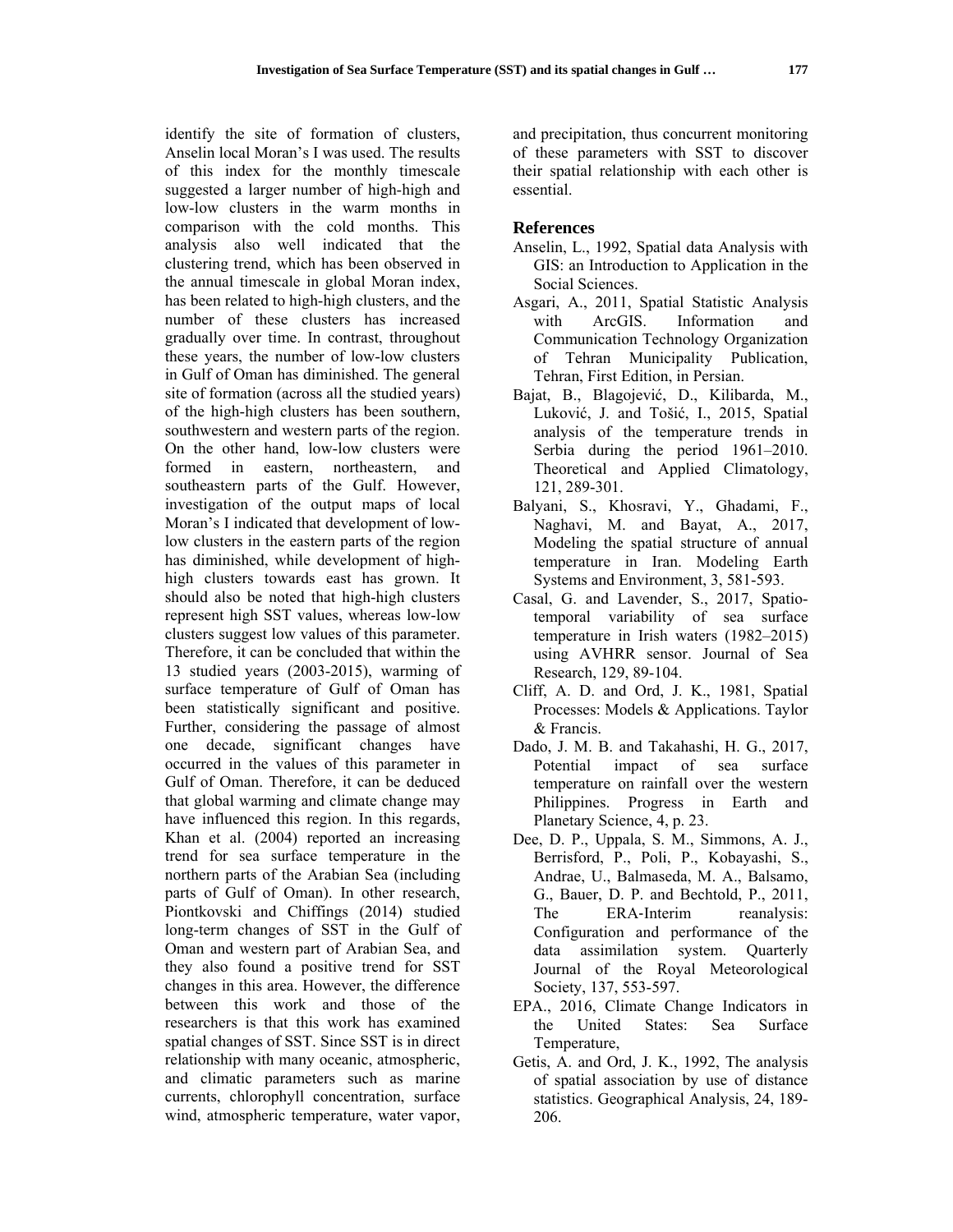identify the site of formation of clusters, Anselin local Moran's I was used. The results of this index for the monthly timescale suggested a larger number of high-high and low-low clusters in the warm months in comparison with the cold months. This analysis also well indicated that the clustering trend, which has been observed in the annual timescale in global Moran index, has been related to high-high clusters, and the number of these clusters has increased gradually over time. In contrast, throughout these years, the number of low-low clusters in Gulf of Oman has diminished. The general site of formation (across all the studied years) of the high-high clusters has been southern, southwestern and western parts of the region. On the other hand, low-low clusters were formed in eastern, northeastern, and southeastern parts of the Gulf. However, investigation of the output maps of local Moran's I indicated that development of low-low clusters in the eastern parts of the region has diminished, while development of high-high clusters towards east has grown. It should also be noted that high-high clusters represent high SST values, whereas low-low clusters suggest low values of this parameter. Therefore, it can be concluded that within the 13 studied years (2003-2015), warming of surface temperature of Gulf of Oman has been statistically significant and positive. Further, considering the passage of almost one decade, significant changes have occurred in the values of this parameter in Gulf of Oman. Therefore, it can be deduced that global warming and climate change may have influenced this region. In this regards, Khan et al. (2004) reported an increasing trend for sea surface temperature in the northern parts of the Arabian Sea (including parts of Gulf of Oman). In other research, Piontkovski and Chiffings (2014) studied long-term changes of SST in the Gulf of Oman and western part of Arabian Sea, and they also found a positive trend for SST changes in this area. However, the difference between this work and those of the researchers is that this work has examined spatial changes of SST. Since SST is in direct relationship with many oceanic, atmospheric, and climatic parameters such as marine currents, chlorophyll concentration, surface wind, atmospheric temperature, water vapor, and precipitation, thus concurrent monitoring of these parameters with SST to discover their spatial relationship with each other is essential.

## References

Anselin, L., 1992, Spatial data Analysis with GIS: an Introduction to Application in the Social Sciences.

Asgari, A., 2011, Spatial Statistic Analysis with ArcGIS. Information and Communication Technology Organization of Tehran Municipality Publication, Tehran, First Edition, in Persian.

Bajat, B., Blagojević, D., Kilibarda, M., Luković, J. and Tošić, I., 2015, Spatial analysis of the temperature trends in Serbia during the period 1961–2010. Theoretical and Applied Climatology, 121, 289-301.

Balyani, S., Khosravi, Y., Ghadami, F., Naghavi, M. and Bayat, A., 2017, Modeling the spatial structure of annual temperature in Iran. Modeling Earth Systems and Environment, 3, 581-593.

Casal, G. and Lavender, S., 2017, Spatio-temporal variability of sea surface temperature in Irish waters (1982–2015) using AVHRR sensor. Journal of Sea Research, 129, 89-104.

Cliff, A. D. and Ord, J. K., 1981, Spatial Processes: Models & Applications. Taylor & Francis.

Dado, J. M. B. and Takahashi, H. G., 2017, Potential impact of sea surface temperature on rainfall over the western Philippines. Progress in Earth and Planetary Science, 4, p. 23.

Dee, D. P., Uppala, S. M., Simmons, A. J., Berrisford, P., Poli, P., Kobayashi, S., Andrae, U., Balmaseda, M. A., Balsamo, G., Bauer, D. P. and Bechtold, P., 2011, The ERA-Interim reanalysis: Configuration and performance of the data assimilation system. Quarterly Journal of the Royal Meteorological Society, 137, 553-597.

EPA., 2016, Climate Change Indicators in the United States: Sea Surface Temperature,

Getis, A. and Ord, J. K., 1992, The analysis of spatial association by use of distance statistics. Geographical Analysis, 24, 189-206.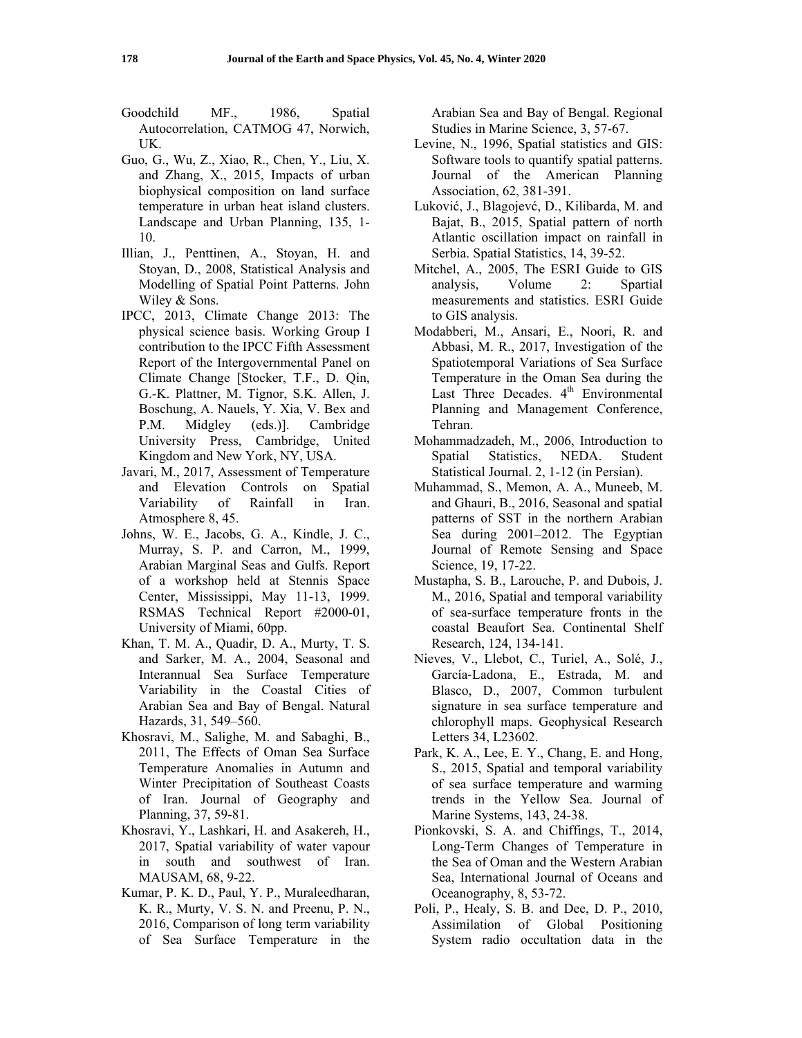Goodchild MF., 1986, Spatial Autocorrelation, CATMOG 47, Norwich, UK.

Guo, G., Wu, Z., Xiao, R., Chen, Y., Liu, X. and Zhang, X., 2015, Impacts of urban biophysical composition on land surface temperature in urban heat island clusters. Landscape and Urban Planning, 135, 1-10.

Illian, J., Penttinen, A., Stoyan, H. and Stoyan, D., 2008, Statistical Analysis and Modelling of Spatial Point Patterns. John Wiley & Sons.

IPCC, 2013, Climate Change 2013: The physical science basis. Working Group I contribution to the IPCC Fifth Assessment Report of the Intergovernmental Panel on Climate Change [Stocker, T.F., D. Qin, G.-K. Plattner, M. Tignor, S.K. Allen, J. Boschung, A. Nauels, Y. Xia, V. Bex and P.M. Midgley (eds.)]. Cambridge University Press, Cambridge, United Kingdom and New York, NY, USA.

Javari, M., 2017, Assessment of Temperature and Elevation Controls on Spatial Variability of Rainfall in Iran. Atmosphere 8, 45.

Johns, W. E., Jacobs, G. A., Kindle, J. C., Murray, S. P. and Carron, M., 1999, Arabian Marginal Seas and Gulfs. Report of a workshop held at Stennis Space Center, Mississippi, May 11-13, 1999. RSMAS Technical Report #2000-01, University of Miami, 60pp.

Khan, T. M. A., Quadir, D. A., Murty, T. S. and Sarker, M. A., 2004, Seasonal and Interannual Sea Surface Temperature Variability in the Coastal Cities of Arabian Sea and Bay of Bengal. Natural Hazards, 31, 549–560.

Khosravi, M., Salighe, M. and Sabaghi, B., 2011, The Effects of Oman Sea Surface Temperature Anomalies in Autumn and Winter Precipitation of Southeast Coasts of Iran. Journal of Geography and Planning, 37, 59-81.

Khosravi, Y., Lashkari, H. and Asakereh, H., 2017, Spatial variability of water vapour in south and southwest of Iran. MAUSAM, 68, 9-22.

Kumar, P. K. D., Paul, Y. P., Muraleedharan, K. R., Murty, V. S. N. and Preenu, P. N., 2016, Comparison of long term variability of Sea Surface Temperature in the Arabian Sea and Bay of Bengal. Regional Studies in Marine Science, 3, 57-67.

Levine, N., 1996, Spatial statistics and GIS: Software tools to quantify spatial patterns. Journal of the American Planning Association, 62, 381-391.

Luković, J., Blagojevć, D., Kilibarda, M. and Bajat, B., 2015, Spatial pattern of north Atlantic oscillation impact on rainfall in Serbia. Spatial Statistics, 14, 39-52.

Mitchel, A., 2005, The ESRI Guide to GIS analysis, Volume 2: Spartial measurements and statistics. ESRI Guide to GIS analysis.

Modabberi, M., Ansari, E., Noori, R. and Abbasi, M. R., 2017, Investigation of the Spatiotemporal Variations of Sea Surface Temperature in the Oman Sea during the Last Three Decades. 4th Environmental Planning and Management Conference, Tehran.

Mohammadzadeh, M., 2006, Introduction to Spatial Statistics, NEDA. Student Statistical Journal. 2, 1-12 (in Persian).

Muhammad, S., Memon, A. A., Muneeb, M. and Ghauri, B., 2016, Seasonal and spatial patterns of SST in the northern Arabian Sea during 2001–2012. The Egyptian Journal of Remote Sensing and Space Science, 19, 17-22.

Mustapha, S. B., Larouche, P. and Dubois, J. M., 2016, Spatial and temporal variability of sea-surface temperature fronts in the coastal Beaufort Sea. Continental Shelf Research, 124, 134-141.

Nieves, V., Llebot, C., Turiel, A., Solé, J., García-Ladona, E., Estrada, M. and Blasco, D., 2007, Common turbulent signature in sea surface temperature and chlorophyll maps. Geophysical Research Letters 34, L23602.

Park, K. A., Lee, E. Y., Chang, E. and Hong, S., 2015, Spatial and temporal variability of sea surface temperature and warming trends in the Yellow Sea. Journal of Marine Systems, 143, 24-38.

Pionkovski, S. A. and Chiffings, T., 2014, Long-Term Changes of Temperature in the Sea of Oman and the Western Arabian Sea, International Journal of Oceans and Oceanography, 8, 53-72.

Poli, P., Healy, S. B. and Dee, D. P., 2010, Assimilation of Global Positioning System radio occultation data in the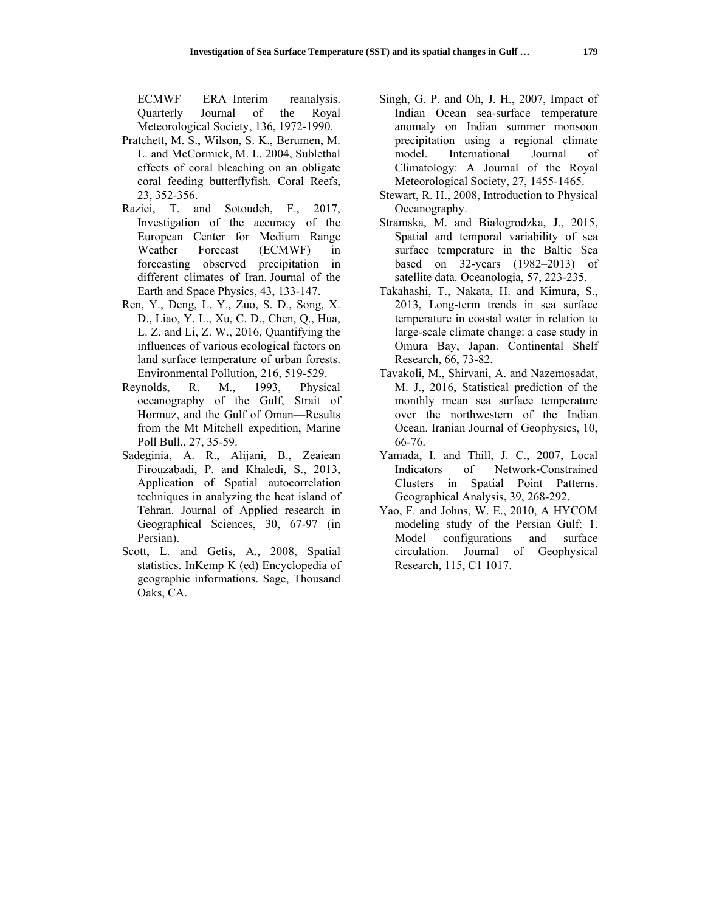ECMWF ERA–Interim reanalysis. Quarterly Journal of the Royal Meteorological Society, 136, 1972-1990.

Pratchett, M. S., Wilson, S. K., Berumen, M. L. and McCormick, M. I., 2004, Sublethal effects of coral bleaching on an obligate coral feeding butterflyfish. Coral Reefs, 23, 352-356.

Raziei, T. and Sotoudeh, F., 2017, Investigation of the accuracy of the European Center for Medium Range Weather Forecast (ECMWF) in forecasting observed precipitation in different climates of Iran. Journal of the Earth and Space Physics, 43, 133-147.

Ren, Y., Deng, L. Y., Zuo, S. D., Song, X. D., Liao, Y. L., Xu, C. D., Chen, Q., Hua, L. Z. and Li, Z. W., 2016, Quantifying the influences of various ecological factors on land surface temperature of urban forests. Environmental Pollution, 216, 519-529.

Reynolds, R. M., 1993, Physical oceanography of the Gulf, Strait of Hormuz, and the Gulf of Oman—Results from the Mt Mitchell expedition, Marine Poll Bull., 27, 35-59.

Sadeginia, A. R., Alijani, B., Zeaiean Firouzabadi, P. and Khaledi, S., 2013, Application of Spatial autocorrelation techniques in analyzing the heat island of Tehran. Journal of Applied research in Geographical Sciences, 30, 67-97 (in Persian).

Scott, L. and Getis, A., 2008, Spatial statistics. InKemp K (ed) Encyclopedia of geographic informations. Sage, Thousand Oaks, CA.

Singh, G. P. and Oh, J. H., 2007, Impact of Indian Ocean sea-surface temperature anomaly on Indian summer monsoon precipitation using a regional climate model. International Journal of Climatology: A Journal of the Royal Meteorological Society, 27, 1455-1465.

Stewart, R. H., 2008, Introduction to Physical Oceanography.

Stramska, M. and Białogrodzka, J., 2015, Spatial and temporal variability of sea surface temperature in the Baltic Sea based on 32-years (1982–2013) of satellite data. Oceanologia, 57, 223-235.

Takahashi, T., Nakata, H. and Kimura, S., 2013, Long-term trends in sea surface temperature in coastal water in relation to large-scale climate change: a case study in Omura Bay, Japan. Continental Shelf Research, 66, 73-82.

Tavakoli, M., Shirvani, A. and Nazemosadat, M. J., 2016, Statistical prediction of the monthly mean sea surface temperature over the northwestern of the Indian Ocean. Iranian Journal of Geophysics, 10, 66-76.

Yamada, I. and Thill, J. C., 2007, Local Indicators of Network-Constrained Clusters in Spatial Point Patterns. Geographical Analysis, 39, 268-292.

Yao, F. and Johns, W. E., 2010, A HYCOM modeling study of the Persian Gulf: 1. Model configurations and surface circulation. Journal of Geophysical Research, 115, C1 1017.